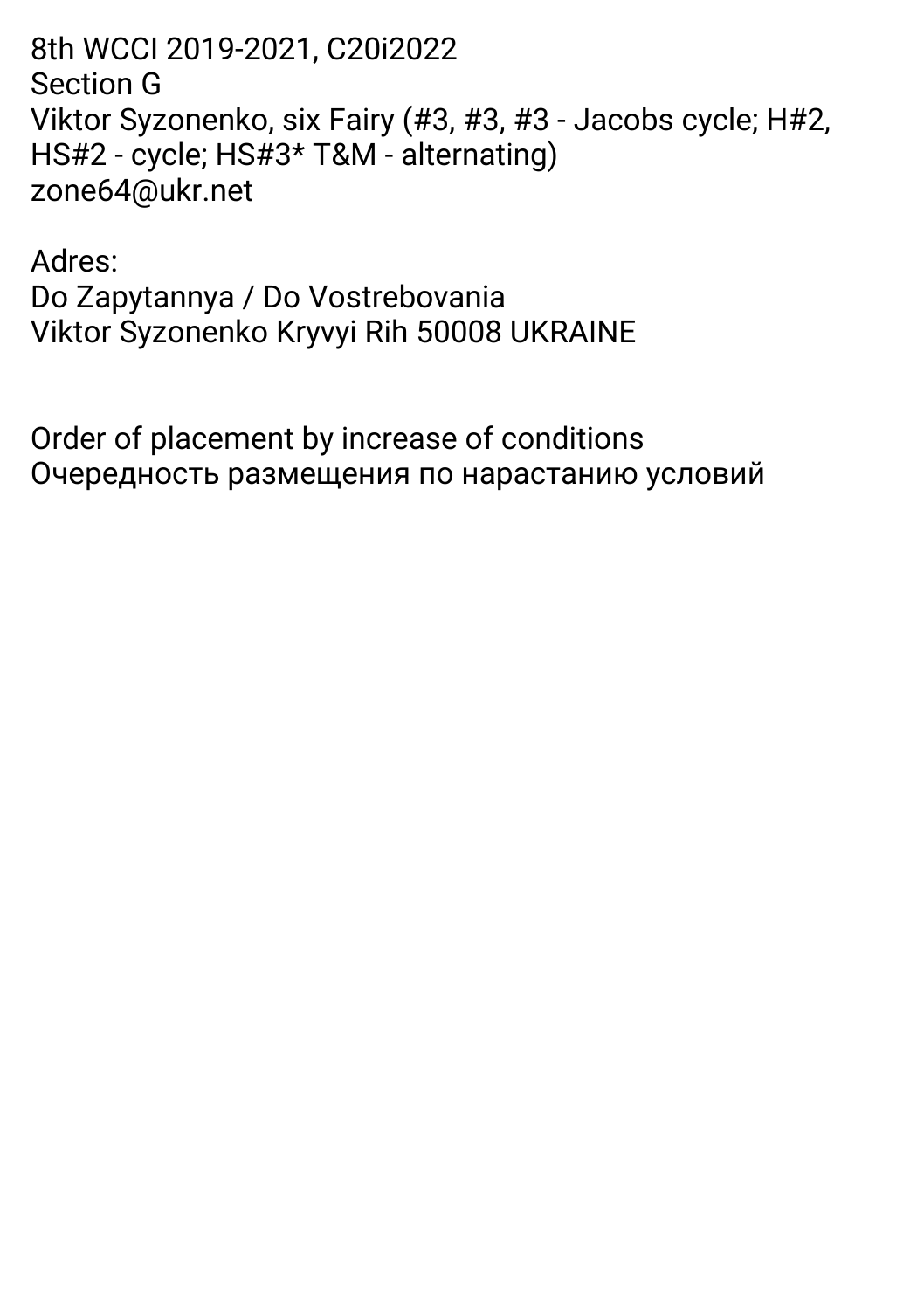8th WCCI 2019-2021, C20i2022
Section G
Viktor Syzonenko, six Fairy (#3, #3, #3 - Jacobs cycle; H#2, HS#2 - cycle; HS#3* T&M - alternating)
zone64@ukr.net

Adres:
Do Zapytannya / Do Vostrebovania
Viktor Syzonenko Kryvyi Rih 50008 UKRAINE

Order of placement by increase of conditions
Очередность размещения по нарастанию условий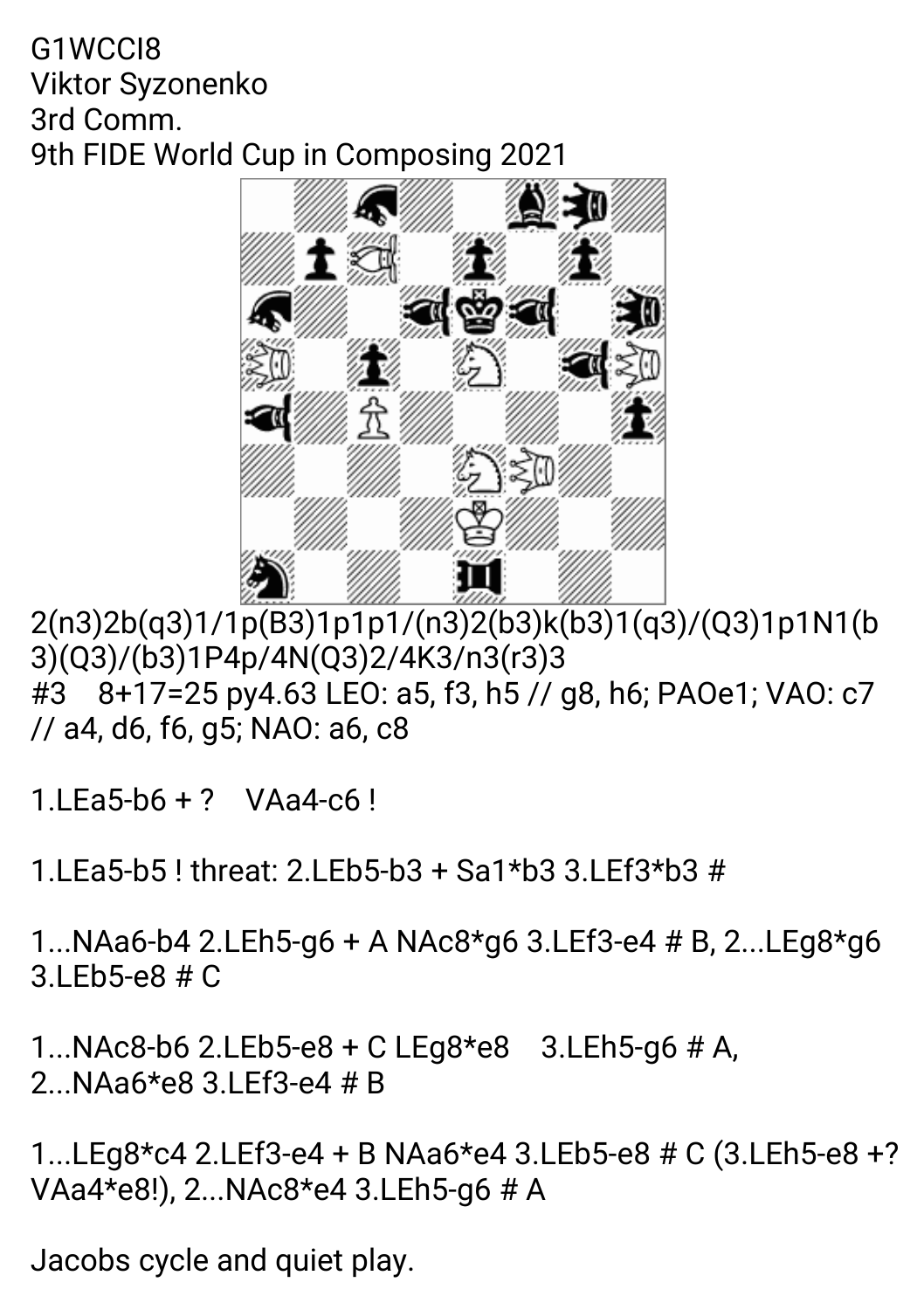G1WCCI8
Viktor Syzonenko
3rd Comm.
9th FIDE World Cup in Composing 2021

2(n3)2b(q3)1/1p(B3)1p1p1/(n3)2(b3)k(b3)1(q3)/(Q3)1p1N1(b3)(Q3)/(b3)1P4p/4N(Q3)2/4K3/n3(r3)3

#3    8+17=25 py4.63 LEO: a5, f3, h5 // g8, h6; PAOe1; VAO: c7 // a4, d6, f6, g5; NAO: a6, c8

1.LEa5-b6 + ?    VAa4-c6 !

1.LEa5-b5 ! threat: 2.LEb5-b3 + Sa1*b3 3.LEf3*b3 #

1...NAa6-b4 2.LEh5-g6 + A NAc8*g6 3.LEf3-e4 # B, 2...LEg8*g6 3.LEb5-e8 # C

1...NAc8-b6 2.LEb5-e8 + C LEg8*e8    3.LEh5-g6 # A, 2...NAa6*e8 3.LEf3-e4 # B

1...LEg8*c4 2.LEf3-e4 + B NAa6*e4 3.LEb5-e8 # C (3.LEh5-e8 +? VAa4*e8!), 2...NAc8*e4 3.LEh5-g6 # A

Jacobs cycle and quiet play.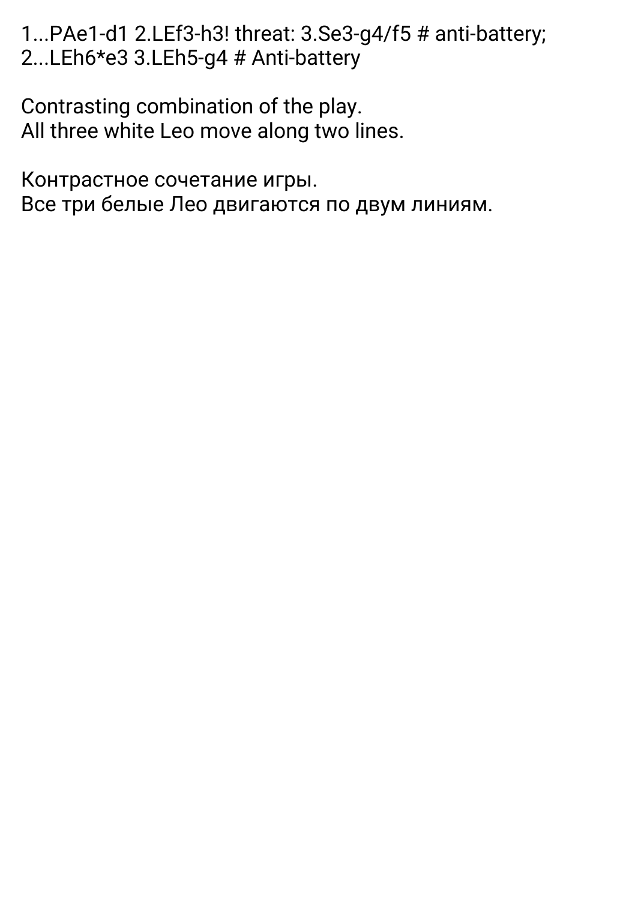1...PAe1-d1 2.LEf3-h3! threat: 3.Se3-g4/f5 # anti-battery;
2...LEh6*e3 3.LEh5-g4 # Anti-battery

Contrasting combination of the play.
All three white Leo move along two lines.

Контрастное сочетание игры.
Все три белые Лео двигаются по двум линиям.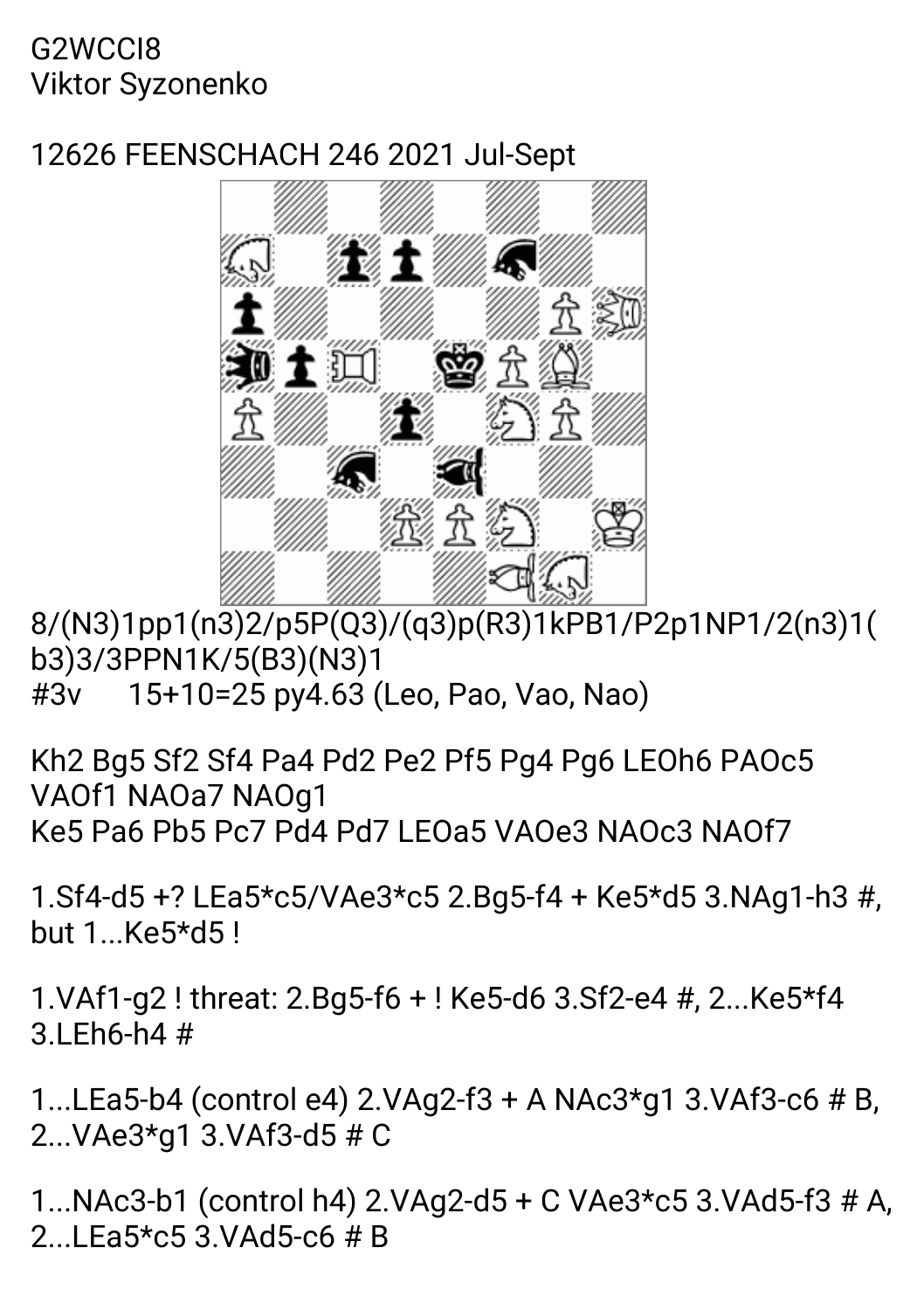G2WCCI8
Viktor Syzonenko

12626 FEENSCHACH 246 2021 Jul-Sept

8/(N3)1pp1(n3)2/p5P(Q3)/(q3)p(R3)1kPB1/P2p1NP1/2(n3)1(b3)3/3PPN1K/5(B3)(N3)1

#3v      15+10=25 py4.63 (Leo, Pao, Vao, Nao)

Kh2 Bg5 Sf2 Sf4 Pa4 Pd2 Pe2 Pf5 Pg4 Pg6 LEOh6 PAOc5 VAOf1 NAOa7 NAOg1
Ke5 Pa6 Pb5 Pc7 Pd4 Pd7 LEOa5 VAOe3 NAOc3 NAOf7

1.Sf4-d5 +? LEa5*c5/VAe3*c5 2.Bg5-f4 + Ke5*d5 3.NAg1-h3 #, but 1...Ke5*d5 !

1.VAf1-g2 ! threat: 2.Bg5-f6 + ! Ke5-d6 3.Sf2-e4 #, 2...Ke5*f4 3.LEh6-h4 #

1...LEa5-b4 (control e4) 2.VAg2-f3 + A NAc3*g1 3.VAf3-c6 # B, 2...VAe3*g1 3.VAf3-d5 # C

1...NAc3-b1 (control h4) 2.VAg2-d5 + C VAe3*c5 3.VAd5-f3 # A, 2...LEa5*c5 3.VAd5-c6 # B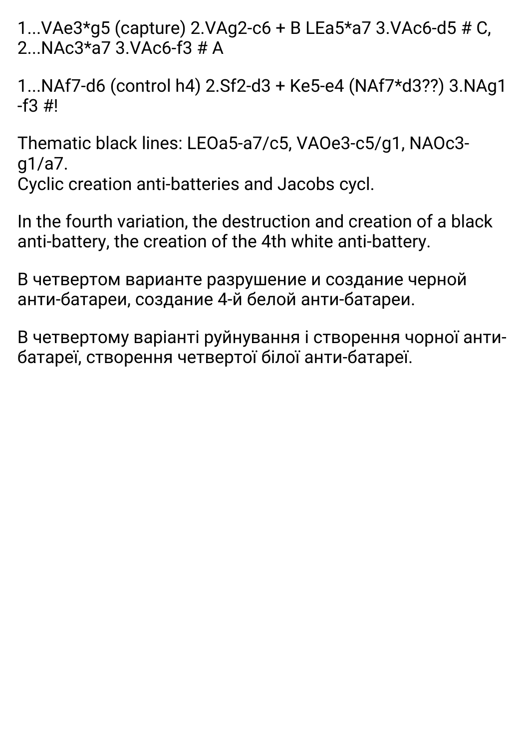1...VAe3*g5 (capture) 2.VAg2-c6 + B LEa5*a7 3.VAc6-d5 # C, 2...NAc3*a7 3.VAc6-f3 # A

1...NAf7-d6 (control h4) 2.Sf2-d3 + Ke5-e4 (NAf7*d3??) 3.NAg1-f3 #!

Thematic black lines: LEOa5-a7/c5, VAOe3-c5/g1, NAOc3-g1/a7.
Cyclic creation anti-batteries and Jacobs cycl.

In the fourth variation, the destruction and creation of a black anti-battery, the creation of the 4th white anti-battery.

В четвертом варианте разрушение и создание черной анти-батареи, создание 4-й белой анти-батареи.

В четвертому варіанті руйнування і створення чорної анти-батареї, створення четвертої білої анти-батареї.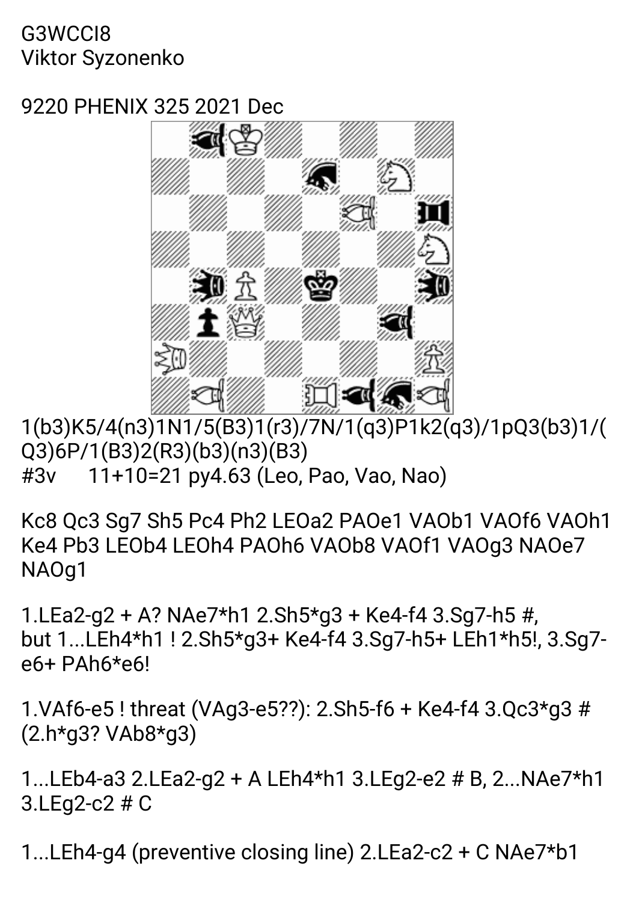G3WCCI8
Viktor Syzonenko

9220 PHENIX 325 2021 Dec

1(b3)K5/4(n3)1N1/5(B3)1(r3)/7N/1(q3)P1k2(q3)/1pQ3(b3)1/(Q3)6P/1(B3)2(R3)(b3)(n3)(B3)
#3v     11+10=21 py4.63 (Leo, Pao, Vao, Nao)

Kc8 Qc3 Sg7 Sh5 Pc4 Ph2 LEOa2 PAOe1 VAOb1 VAOf6 VAOh1 Ke4 Pb3 LEOb4 LEOh4 PAOh6 VAOb8 VAOf1 VAOg3 NAOe7 NAOg1

1.LEa2-g2 + A? NAe7*h1 2.Sh5*g3 + Ke4-f4 3.Sg7-h5 #, but 1...LEh4*h1 ! 2.Sh5*g3+ Ke4-f4 3.Sg7-h5+ LEh1*h5!, 3.Sg7-e6+ PAh6*e6!

1.VAf6-e5 ! threat (VAg3-e5??): 2.Sh5-f6 + Ke4-f4 3.Qc3*g3 # (2.h*g3? VAb8*g3)

1...LEb4-a3 2.LEa2-g2 + A LEh4*h1 3.LEg2-e2 # B, 2...NAe7*h1 3.LEg2-c2 # C

1...LEh4-g4 (preventive closing line) 2.LEa2-c2 + C NAe7*b1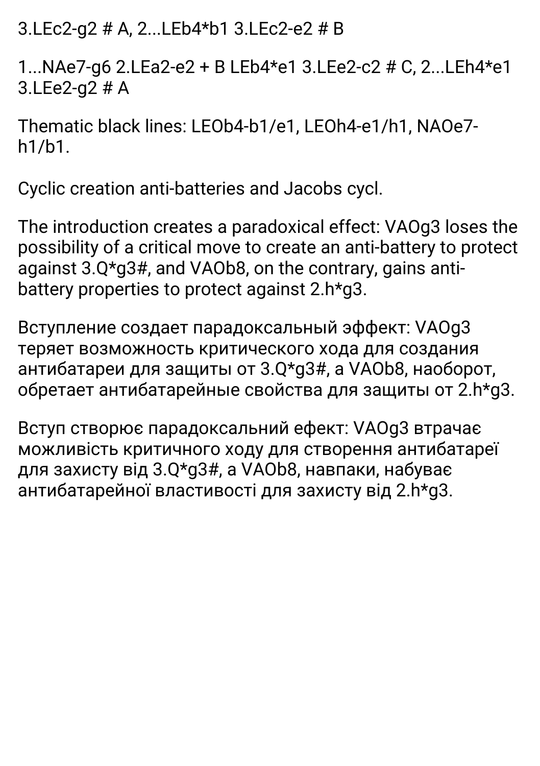3.LEc2-g2 # A, 2...LEb4*b1 3.LEc2-e2 # B

1...NAe7-g6 2.LEa2-e2 + B LEb4*e1 3.LEe2-c2 # C, 2...LEh4*e1 3.LEe2-g2 # A

Thematic black lines: LEOb4-b1/e1, LEOh4-e1/h1, NAOe7-h1/b1.

Cyclic creation anti-batteries and Jacobs cycl.

The introduction creates a paradoxical effect: VAOg3 loses the possibility of a critical move to create an anti-battery to protect against 3.Q*g3#, and VAOb8, on the contrary, gains anti-battery properties to protect against 2.h*g3.

Вступление создает парадоксальный эффект: VAOg3 теряет возможность критического хода для создания антибатареи для защиты от 3.Q*g3#, а VAOb8, наоборот, обретает антибатарейные свойства для защиты от 2.h*g3.

Вступ створює парадоксальний ефект: VAOg3 втрачає можливість критичного ходу для створення антибатареї для захисту від 3.Q*g3#, а VAOb8, навпаки, набуває антибатарейної властивості для захисту від 2.h*g3.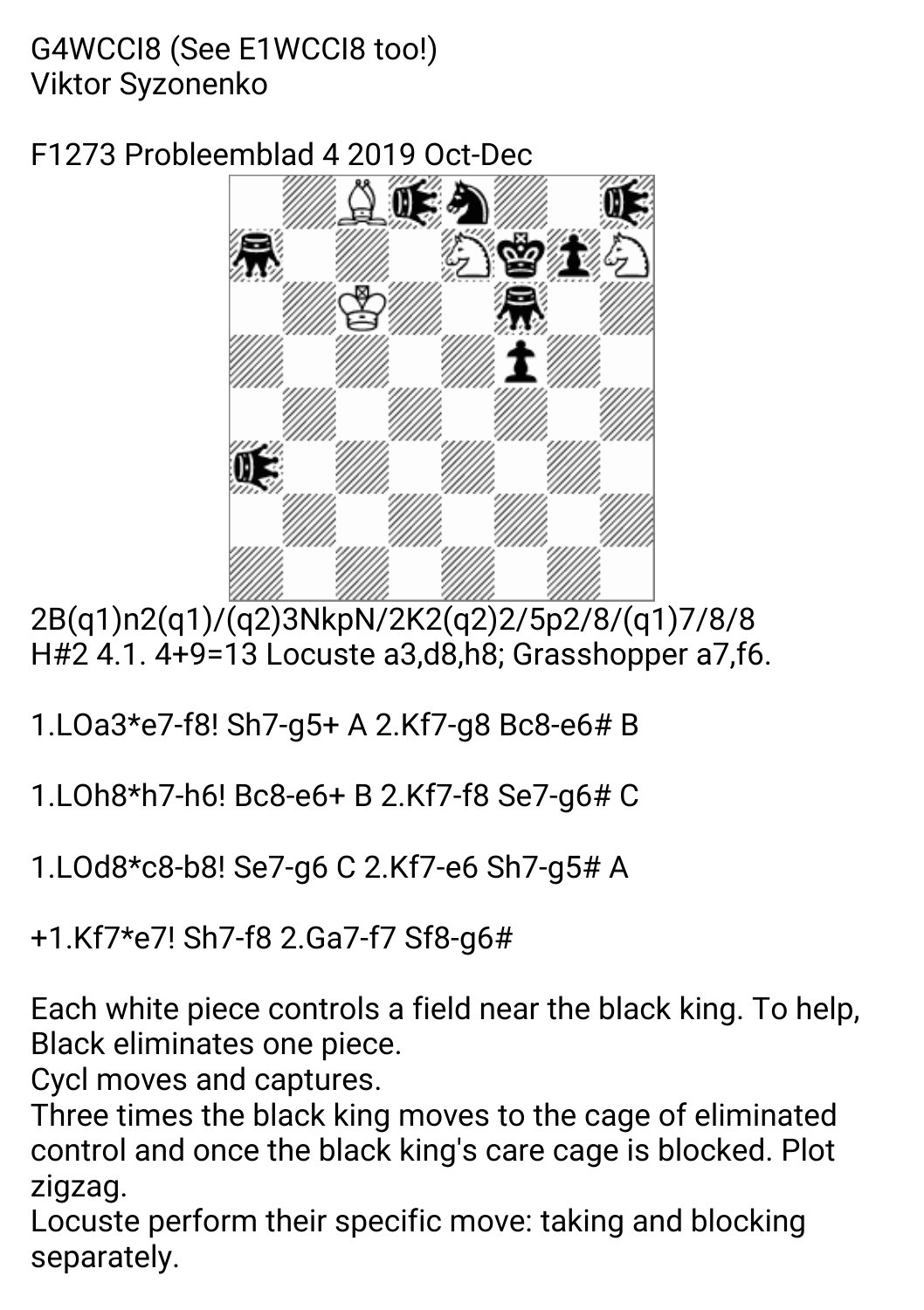G4WCCI8 (See E1WCCI8 too!)
Viktor Syzonenko

F1273 Probleemblad 4 2019 Oct-Dec

2B(q1)n2(q1)/(q2)3NkpN/2K2(q2)2/5p2/8/(q1)7/8/8
H#2 4.1. 4+9=13 Locuste a3,d8,h8; Grasshopper a7,f6.

1.LOa3*e7-f8! Sh7-g5+ A 2.Kf7-g8 Bc8-e6# B

1.LOh8*h7-h6! Bc8-e6+ B 2.Kf7-f8 Se7-g6# C

1.LOd8*c8-b8! Se7-g6 C 2.Kf7-e6 Sh7-g5# A

+1.Kf7*e7! Sh7-f8 2.Ga7-f7 Sf8-g6#

Each white piece controls a field near the black king. To help, Black eliminates one piece.
Cycl moves and captures.
Three times the black king moves to the cage of eliminated control and once the black king's care cage is blocked. Plot zigzag.
Locuste perform their specific move: taking and blocking separately.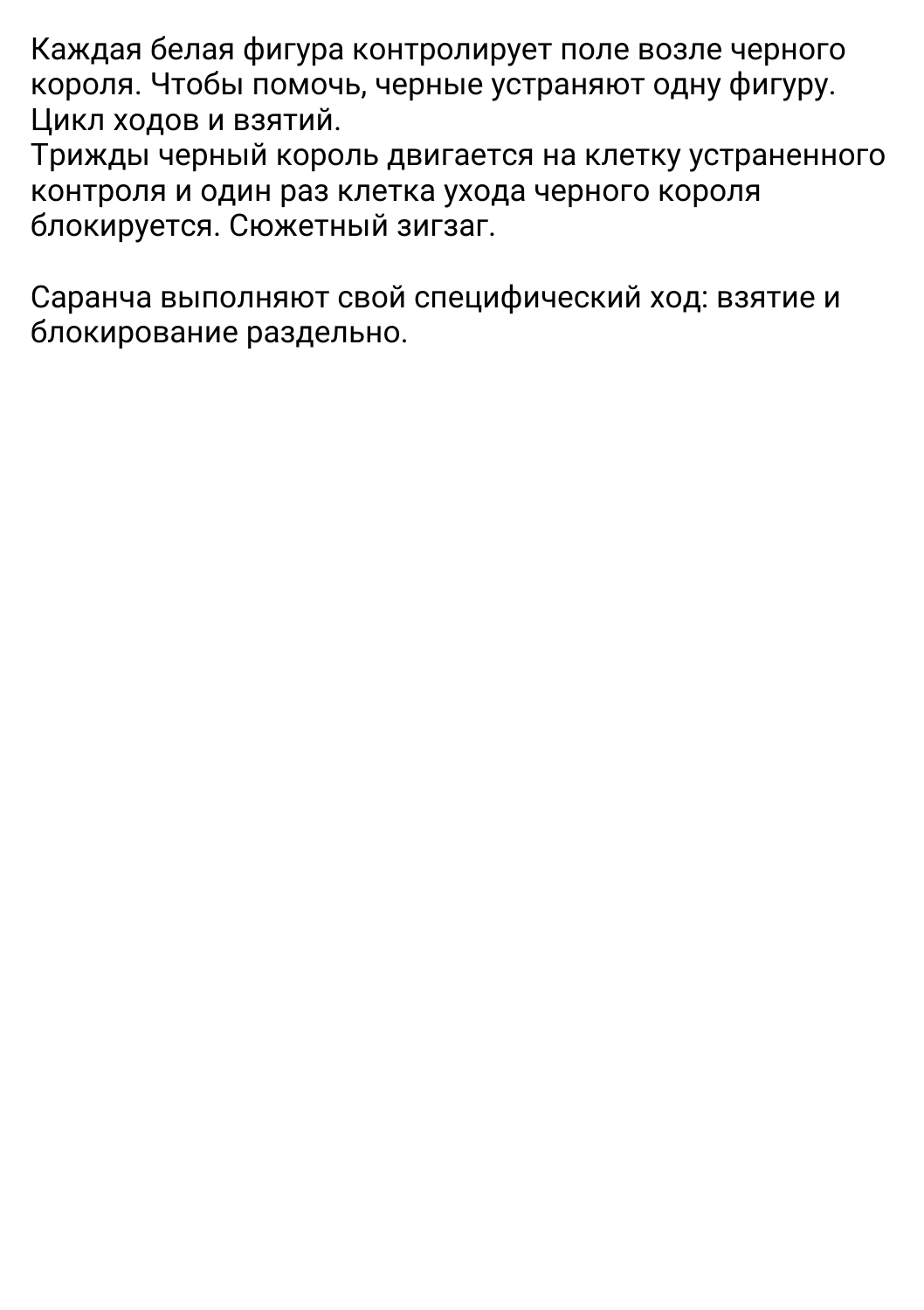Каждая белая фигура контролирует поле возле черного короля. Чтобы помочь, черные устраняют одну фигуру. Цикл ходов и взятий.
Трижды черный король двигается на клетку устраненного контроля и один раз клетка ухода черного короля блокируется. Сюжетный зигзаг.

Саранча выполняют свой специфический ход: взятие и блокирование раздельно.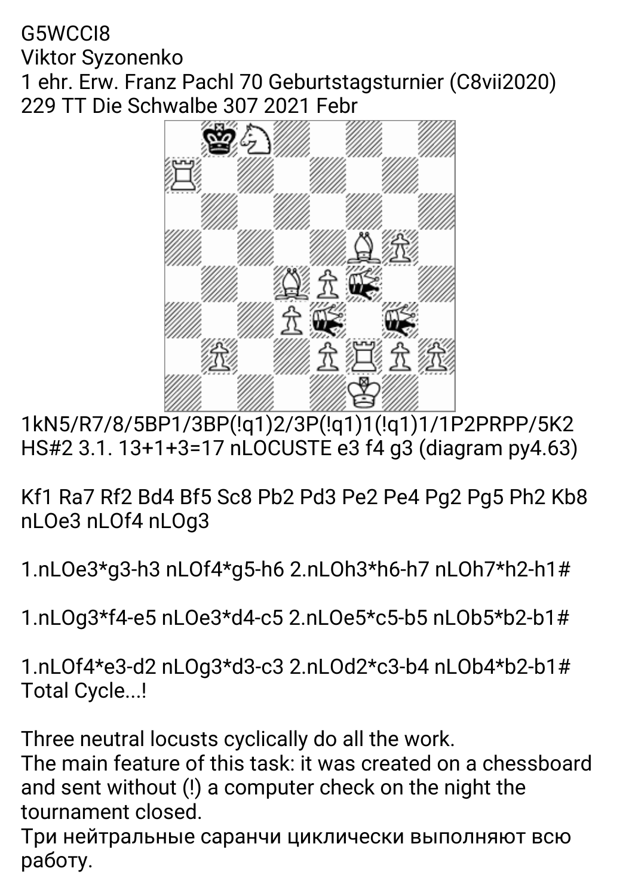G5WCCI8
Viktor Syzonenko
1 ehr. Erw. Franz Pachl 70 Geburtstagsturnier (C8vii2020)
229 TT Die Schwalbe 307 2021 Febr

1kN5/R7/8/5BP1/3BP(!q1)2/3P(!q1)1(!q1)1/1P2PRPP/5K2
HS#2 3.1. 13+1+3=17 nLOCUSTE e3 f4 g3 (diagram py4.63)

Kf1 Ra7 Rf2 Bd4 Bf5 Sc8 Pb2 Pd3 Pe2 Pe4 Pg2 Pg5 Ph2 Kb8
nLOe3 nLOf4 nLOg3

1.nLOe3*g3-h3 nLOf4*g5-h6 2.nLOh3*h6-h7 nLOh7*h2-h1#

1.nLOg3*f4-e5 nLOe3*d4-c5 2.nLOe5*c5-b5 nLOb5*b2-b1#

1.nLOf4*e3-d2 nLOg3*d3-c3 2.nLOd2*c3-b4 nLOb4*b2-b1#
Total Cycle...!

Three neutral locusts cyclically do all the work.
The main feature of this task: it was created on a chessboard and sent without (!) a computer check on the night the tournament closed.
Три нейтральные саранчи циклически выполняют всю работу.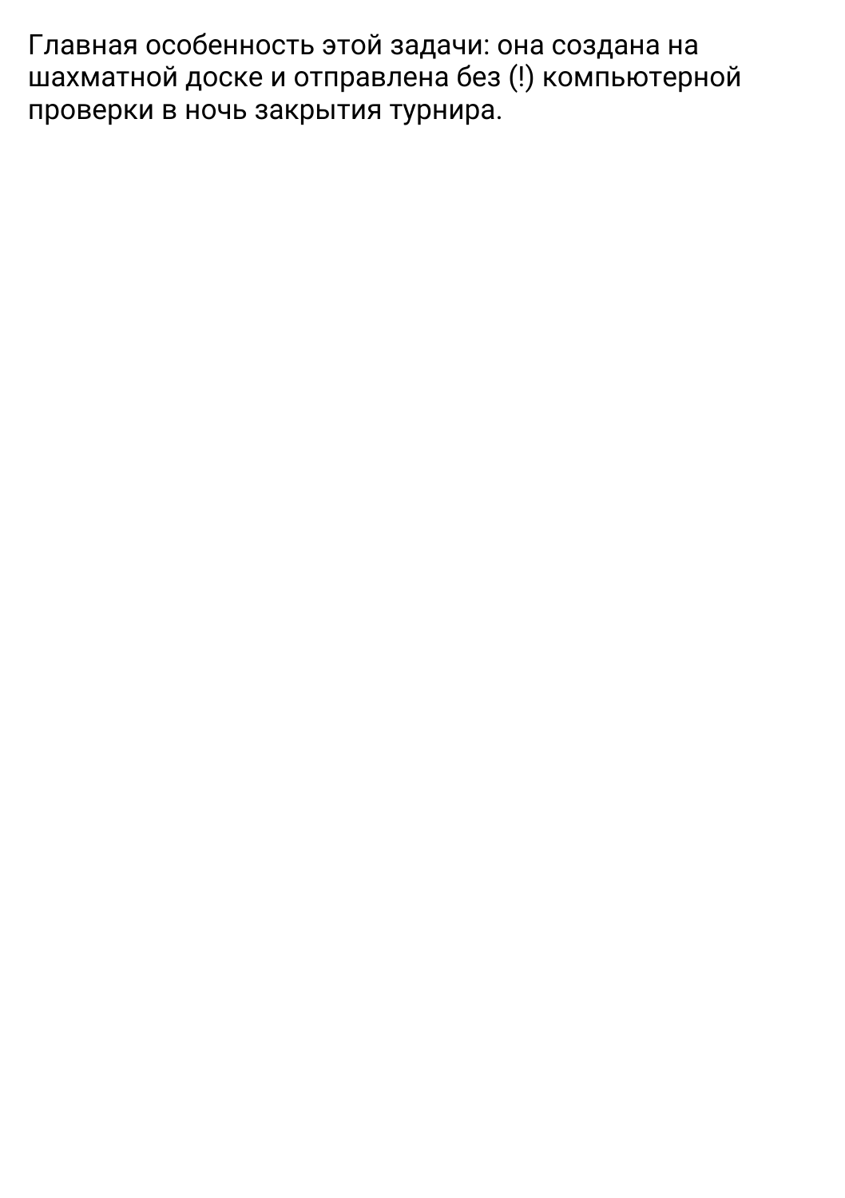Главная особенность этой задачи: она создана на шахматной доске и отправлена без (!) компьютерной проверки в ночь закрытия турнира.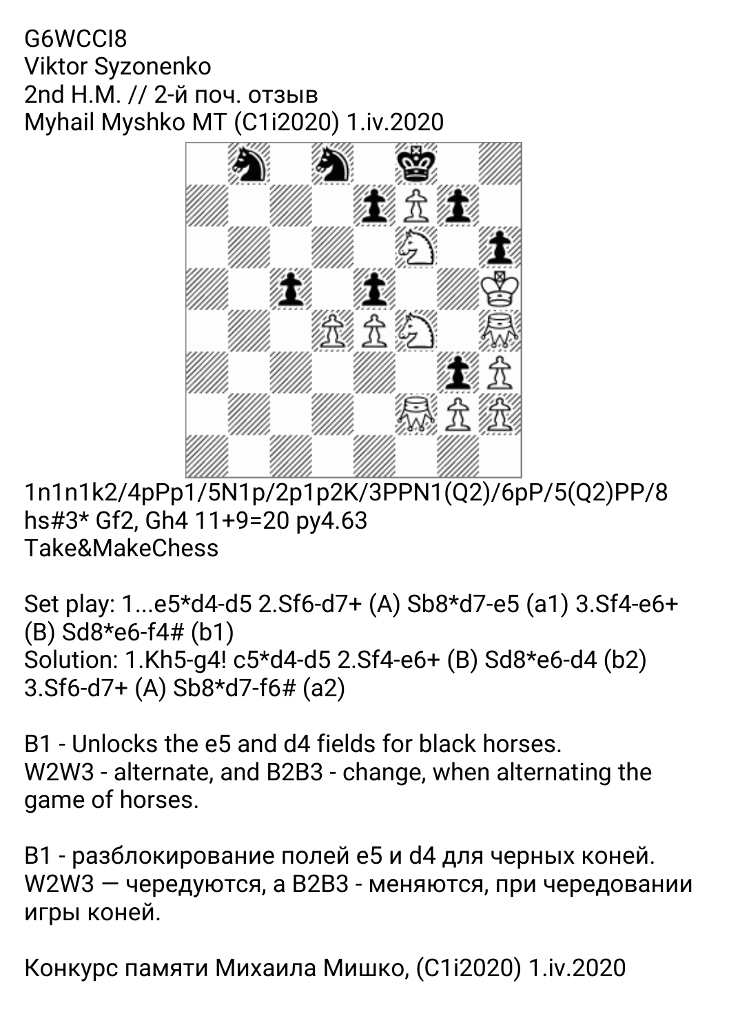G6WCCI8
Viktor Syzonenko
2nd H.M. // 2-й поч. отзыв
Myhail Myshko MT (C1i2020) 1.iv.2020

1n1n1k2/4pPp1/5N1p/2p1p2K/3PPN1(Q2)/6pP/5(Q2)PP/8
hs#3* Gf2, Gh4 11+9=20 py4.63
Take&MakeChess

Set play: 1...e5*d4-d5 2.Sf6-d7+ (A) Sb8*d7-e5 (a1) 3.Sf4-e6+ (B) Sd8*e6-f4# (b1)
Solution: 1.Kh5-g4! c5*d4-d5 2.Sf4-e6+ (B) Sd8*e6-d4 (b2) 3.Sf6-d7+ (A) Sb8*d7-f6# (a2)

B1 - Unlocks the e5 and d4 fields for black horses.
W2W3 - alternate, and B2B3 - change, when alternating the game of horses.

B1 - разблокирование полей e5 и d4 для черных коней.
W2W3 — чередуются, а B2B3 - меняются, при чередовании игры коней.

Конкурс памяти Михаила Мишко, (C1i2020) 1.iv.2020